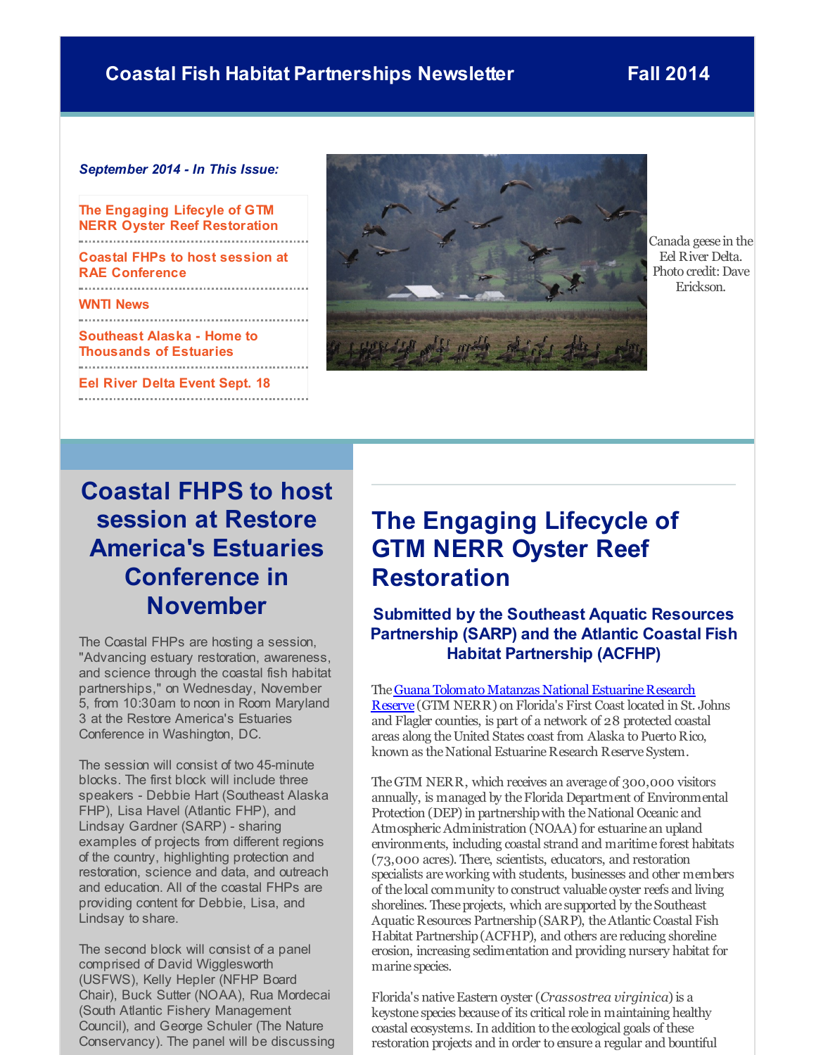# Coastal Fish Habitat Partnerships Newsletter — Fall 2014

*September 2014 - In This Issue:*

- The Engaging Lifecycle of GTM NERR Oyster Reef Restoration
- Coastal FHPs to host session at RAE Conference
- WNTI News
- Southeast Alaska - Home to Thousands of Estuaries
- Eel River Delta Event Sept. 18

Canada geese in the Eel River Delta. Photo credit: Dave Erickson.

## Coastal FHPS to host session at Restore America's Estuaries Conference in November

The Coastal FHPs are hosting a session, "Advancing estuary restoration, awareness, and science through the coastal fish habitat partnerships," on Wednesday, November 5, from 10:30am to noon in Room Maryland 3 at the Restore America's Estuaries Conference in Washington, DC.

The session will consist of two 45-minute blocks. The first block will include three speakers - Debbie Hart (Southeast Alaska FHP), Lisa Havel (Atlantic FHP), and Lindsay Gardner (SARP) - sharing examples of projects from different regions of the country, highlighting protection and restoration, science and data, and outreach and education. All of the coastal FHPs are providing content for Debbie, Lisa, and Lindsay to share.

The second block will consist of a panel comprised of David Wigglesworth (USFWS), Kelly Hepler (NFHP Board Chair), Buck Sutter (NOAA), Rua Mordecai (South Atlantic Fishery Management Council), and George Schuler (The Nature Conservancy). The panel will be discussing

## The Engaging Lifecycle of GTM NERR Oyster Reef Restoration

### Submitted by the Southeast Aquatic Resources Partnership (SARP) and the Atlantic Coastal Fish Habitat Partnership (ACFHP)

The Guana Tolomato Matanzas National Estuarine Research Reserve (GTM NERR) on Florida's First Coast located in St. Johns and Flagler counties, is part of a network of 28 protected coastal areas along the United States coast from Alaska to Puerto Rico, known as the National Estuarine Research Reserve System.

The GTM NERR, which receives an average of 300,000 visitors annually, is managed by the Florida Department of Environmental Protection (DEP) in partnership with the National Oceanic and Atmospheric Administration (NOAA) for estuarine an upland environments, including coastal strand and maritime forest habitats (73,000 acres). There, scientists, educators, and restoration specialists are working with students, businesses and other members of the local community to construct valuable oyster reefs and living shorelines. These projects, which are supported by the Southeast Aquatic Resources Partnership (SARP), the Atlantic Coastal Fish Habitat Partnership (ACFHP), and others are reducing shoreline erosion, increasing sedimentation and providing nursery habitat for marine species.

Florida's native Eastern oyster (*Crassostrea virginica*) is a keystone species because of its critical role in maintaining healthy coastal ecosystems. In addition to the ecological goals of these restoration projects and in order to ensure a regular and bountiful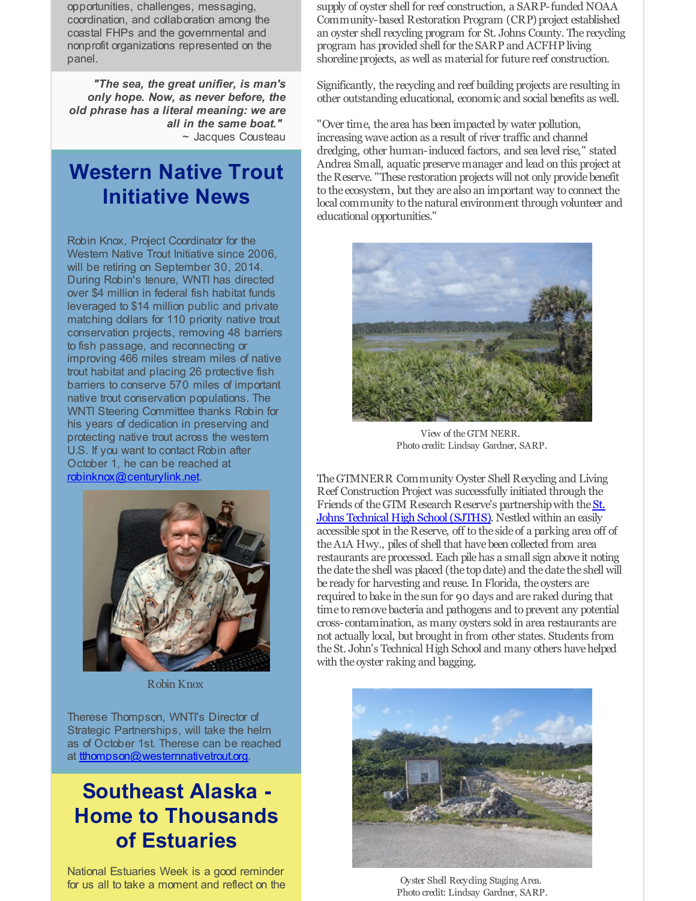opportunities, challenges, messaging, coordination, and collaboration among the coastal FHPs and the governmental and nonprofit organizations represented on the panel.

***"The sea, the great unifier, is man's only hope. Now, as never before, the old phrase has a literal meaning: we are all in the same boat."***
~ Jacques Cousteau

## Western Native Trout Initiative News

Robin Knox, Project Coordinator for the Western Native Trout Initiative since 2006, will be retiring on September 30, 2014. During Robin's tenure, WNTI has directed over $4 million in federal fish habitat funds leveraged to $14 million public and private matching dollars for 110 priority native trout conservation projects, removing 48 barriers to fish passage, and reconnecting or improving 466 miles stream miles of native trout habitat and placing 26 protective fish barriers to conserve 570 miles of important native trout conservation populations. The WNTI Steering Committee thanks Robin for his years of dedication in preserving and protecting native trout across the western U.S. If you want to contact Robin after October 1, he can be reached at robinknox@centurylink.net.

Robin Knox

Therese Thompson, WNTI's Director of Strategic Partnerships, will take the helm as of October 1st. Therese can be reached at tthompson@westernnativetrout.org.

## Southeast Alaska - Home to Thousands of Estuaries

National Estuaries Week is a good reminder for us all to take a moment and reflect on the

supply of oyster shell for reef construction, a SARP-funded NOAA Community-based Restoration Program (CRP) project established an oyster shell recycling program for St. Johns County. The recycling program has provided shell for the SARP and ACFHP living shoreline projects, as well as material for future reef construction.

Significantly, the recycling and reef building projects are resulting in other outstanding educational, economic and social benefits as well.

"Over time, the area has been impacted by water pollution, increasing wave action as a result of river traffic and channel dredging, other human-induced factors, and sea level rise," stated Andrea Small, aquatic preserve manager and lead on this project at the Reserve. "These restoration projects will not only provide benefit to the ecosystem, but they are also an important way to connect the local community to the natural environment through volunteer and educational opportunities."

View of the GTM NERR.
Photo credit: Lindsay Gardner, SARP.

The GTMNERR Community Oyster Shell Recycling and Living Reef Construction Project was successfully initiated through the Friends of the GTM Research Reserve's partnership with the St. Johns Technical High School (SJTHS). Nestled within an easily accessible spot in the Reserve, off to the side of a parking area off of the A1A Hwy., piles of shell that have been collected from area restaurants are processed. Each pile has a small sign above it noting the date the shell was placed (the top date) and the date the shell will be ready for harvesting and reuse. In Florida, the oysters are required to bake in the sun for 90 days and are raked during that time to remove bacteria and pathogens and to prevent any potential cross-contamination, as many oysters sold in area restaurants are not actually local, but brought in from other states. Students from the St. John's Technical High School and many others have helped with the oyster raking and bagging.

Oyster Shell Recycling Staging Area.
Photo credit: Lindsay Gardner, SARP.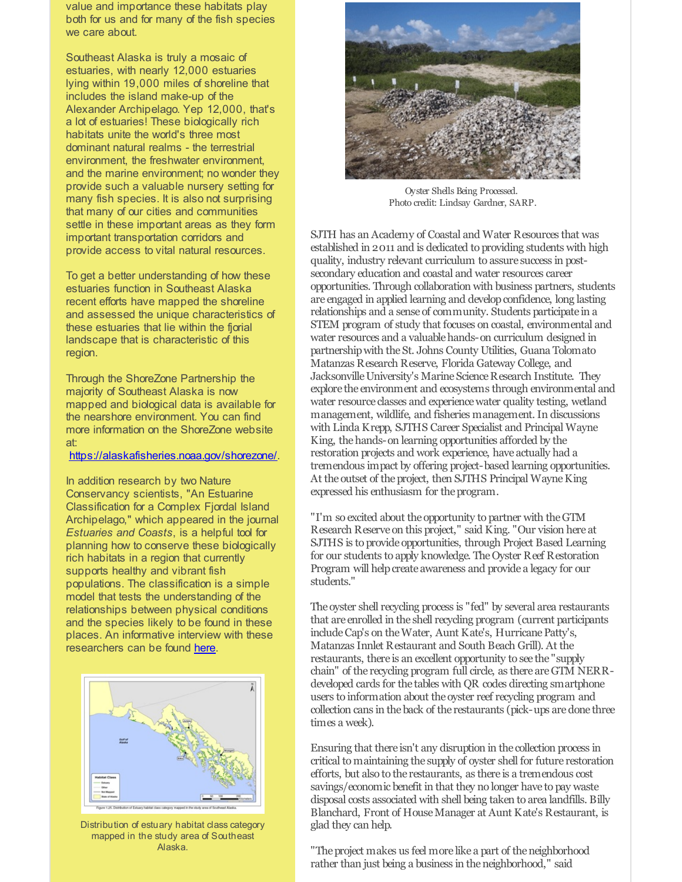value and importance these habitats play both for us and for many of the fish species we care about.

Southeast Alaska is truly a mosaic of estuaries, with nearly 12,000 estuaries lying within 19,000 miles of shoreline that includes the island make-up of the Alexander Archipelago. Yep 12,000, that's a lot of estuaries! These biologically rich habitats unite the world's three most dominant natural realms - the terrestrial environment, the freshwater environment, and the marine environment; no wonder they provide such a valuable nursery setting for many fish species. It is also not surprising that many of our cities and communities settle in these important areas as they form important transportation corridors and provide access to vital natural resources.

To get a better understanding of how these estuaries function in Southeast Alaska recent efforts have mapped the shoreline and assessed the unique characteristics of these estuaries that lie within the fjorial landscape that is characteristic of this region.

Through the ShoreZone Partnership the majority of Southeast Alaska is now mapped and biological data is available for the nearshore environment. You can find more information on the ShoreZone website at: https://alaskafisheries.noaa.gov/shorezone/.

In addition research by two Nature Conservancy scientists, "An Estuarine Classification for a Complex Fjordal Island Archipelago," which appeared in the journal *Estuaries and Coasts*, is a helpful tool for planning how to conserve these biologically rich habitats in a region that currently supports healthy and vibrant fish populations. The classification is a simple model that tests the understanding of the relationships between physical conditions and the species likely to be found in these places. An informative interview with these researchers can be found here.

Distribution of estuary habitat class category mapped in the study area of Southeast Alaska.

Oyster Shells Being Processed.
Photo credit: Lindsay Gardner, SARP.

SJTH has an Academy of Coastal and Water Resources that was established in 2011 and is dedicated to providing students with high quality, industry relevant curriculum to assure success in post-secondary education and coastal and water resources career opportunities. Through collaboration with business partners, students are engaged in applied learning and develop confidence, long lasting relationships and a sense of community. Students participate in a STEM program of study that focuses on coastal, environmental and water resources and a valuable hands-on curriculum designed in partnership with the St. Johns County Utilities, Guana Tolomato Matanzas Research Reserve, Florida Gateway College, and Jacksonville University's Marine Science Research Institute. They explore the environment and ecosystems through environmental and water resource classes and experience water quality testing, wetland management, wildlife, and fisheries management. In discussions with Linda Krepp, SJTHS Career Specialist and Principal Wayne King, the hands-on learning opportunities afforded by the restoration projects and work experience, have actually had a tremendous impact by offering project-based learning opportunities. At the outset of the project, then SJTHS Principal Wayne King expressed his enthusiasm for the program.

"I'm so excited about the opportunity to partner with the GTM Research Reserve on this project," said King. "Our vision here at SJTHS is to provide opportunities, through Project Based Learning for our students to apply knowledge. The Oyster Reef Restoration Program will help create awareness and provide a legacy for our students."

The oyster shell recycling process is "fed" by several area restaurants that are enrolled in the shell recycling program (current participants include Cap's on the Water, Aunt Kate's, Hurricane Patty's, Matanzas Inlet Restaurant and South Beach Grill). At the restaurants, there is an excellent opportunity to see the "supply chain" of the recycling program full circle, as there are GTM NERR-developed cards for the tables with QR codes directing smartphone users to information about the oyster reef recycling program and collection cans in the back of the restaurants (pick-ups are done three times a week).

Ensuring that there isn't any disruption in the collection process in critical to maintaining the supply of oyster shell for future restoration efforts, but also to the restaurants, as there is a tremendous cost savings/economic benefit in that they no longer have to pay waste disposal costs associated with shell being taken to area landfills. Billy Blanchard, Front of House Manager at Aunt Kate's Restaurant, is glad they can help.

"The project makes us feel more like a part of the neighborhood rather than just being a business in the neighborhood," said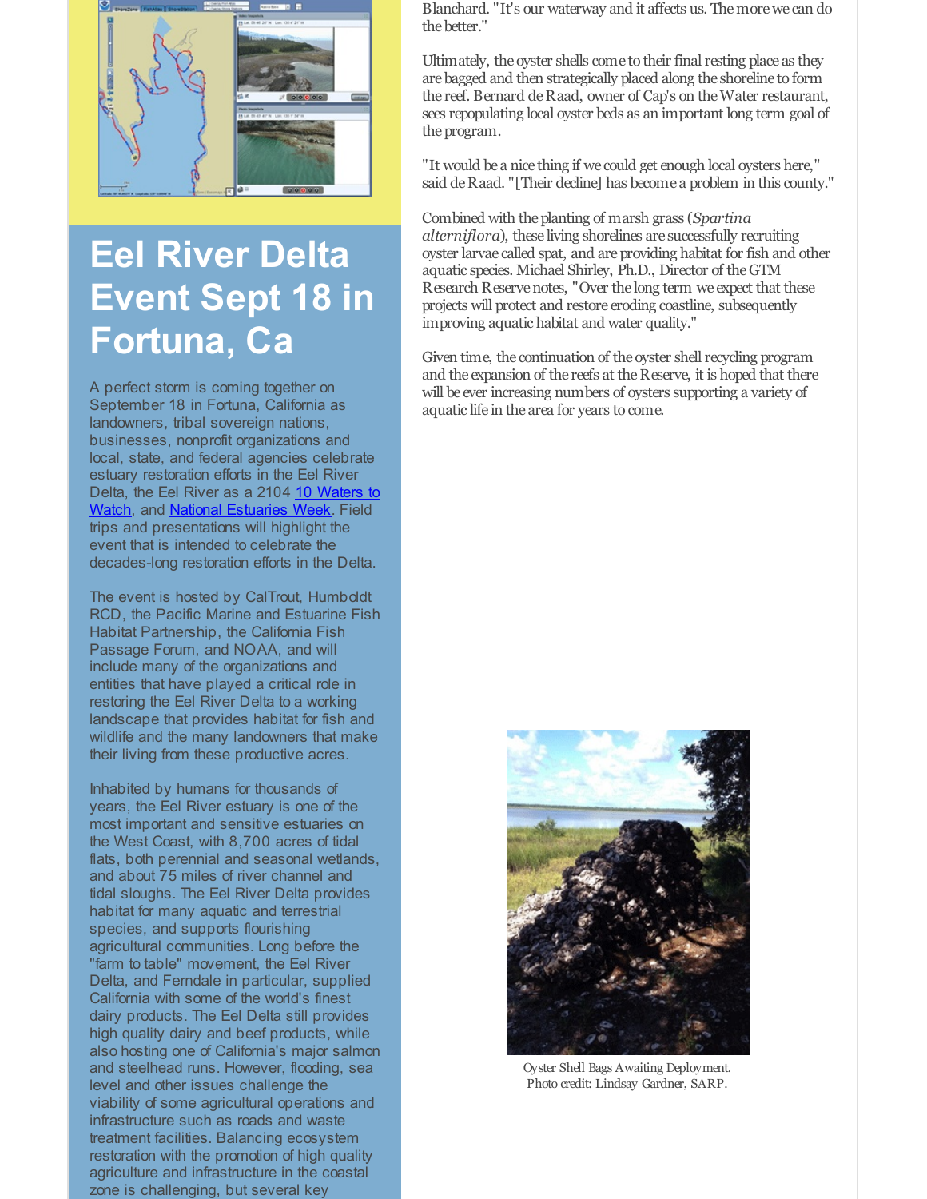# Eel River Delta Event Sept 18 in Fortuna, Ca

A perfect storm is coming together on September 18 in Fortuna, California as landowners, tribal sovereign nations, businesses, nonprofit organizations and local, state, and federal agencies celebrate estuary restoration efforts in the Eel River Delta, the Eel River as a 2104 10 Waters to Watch, and National Estuaries Week. Field trips and presentations will highlight the event that is intended to celebrate the decades-long restoration efforts in the Delta.

The event is hosted by CalTrout, Humboldt RCD, the Pacific Marine and Estuarine Fish Habitat Partnership, the California Fish Passage Forum, and NOAA, and will include many of the organizations and entities that have played a critical role in restoring the Eel River Delta to a working landscape that provides habitat for fish and wildlife and the many landowners that make their living from these productive acres.

Inhabited by humans for thousands of years, the Eel River estuary is one of the most important and sensitive estuaries on the West Coast, with 8,700 acres of tidal flats, both perennial and seasonal wetlands, and about 75 miles of river channel and tidal sloughs. The Eel River Delta provides habitat for many aquatic and terrestrial species, and supports flourishing agricultural communities. Long before the "farm to table" movement, the Eel River Delta, and Ferndale in particular, supplied California with some of the world's finest dairy products. The Eel Delta still provides high quality dairy and beef products, while also hosting one of California's major salmon and steelhead runs. However, flooding, sea level and other issues challenge the viability of some agricultural operations and infrastructure such as roads and waste treatment facilities. Balancing ecosystem restoration with the promotion of high quality agriculture and infrastructure in the coastal zone is challenging, but several key

Blanchard. "It's our waterway and it affects us. The more we can do the better."

Ultimately, the oyster shells come to their final resting place as they are bagged and then strategically placed along the shoreline to form the reef. Bernard de Raad, owner of Cap's on the Water restaurant, sees repopulating local oyster beds as an important long term goal of the program.

"It would be a nice thing if we could get enough local oysters here," said de Raad. "[Their decline] has become a problem in this county."

Combined with the planting of marsh grass (*Spartina alterniflora*), these living shorelines are successfully recruiting oyster larvae called spat, and are providing habitat for fish and other aquatic species. Michael Shirley, Ph.D., Director of the GTM Research Reserve notes, "Over the long term we expect that these projects will protect and restore eroding coastline, subsequently improving aquatic habitat and water quality."

Given time, the continuation of the oyster shell recycling program and the expansion of the reefs at the Reserve, it is hoped that there will be ever increasing numbers of oysters supporting a variety of aquatic life in the area for years to come.

Oyster Shell Bags Awaiting Deployment. Photo credit: Lindsay Gardner, SARP.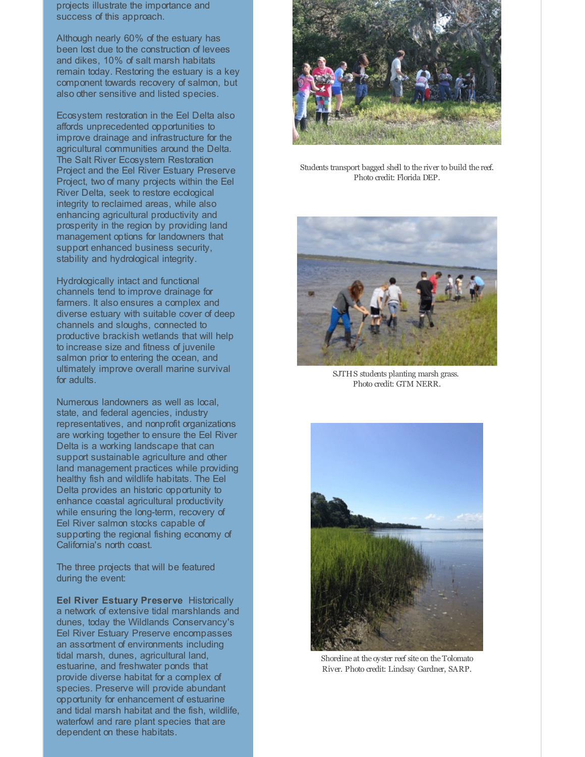projects illustrate the importance and success of this approach.

Although nearly 60% of the estuary has been lost due to the construction of levees and dikes, 10% of salt marsh habitats remain today. Restoring the estuary is a key component towards recovery of salmon, but also other sensitive and listed species.

Ecosystem restoration in the Eel Delta also affords unprecedented opportunities to improve drainage and infrastructure for the agricultural communities around the Delta. The Salt River Ecosystem Restoration Project and the Eel River Estuary Preserve Project, two of many projects within the Eel River Delta, seek to restore ecological integrity to reclaimed areas, while also enhancing agricultural productivity and prosperity in the region by providing land management options for landowners that support enhanced business security, stability and hydrological integrity.

Hydrologically intact and functional channels tend to improve drainage for farmers. It also ensures a complex and diverse estuary with suitable cover of deep channels and sloughs, connected to productive brackish wetlands that will help to increase size and fitness of juvenile salmon prior to entering the ocean, and ultimately improve overall marine survival for adults.

Numerous landowners as well as local, state, and federal agencies, industry representatives, and nonprofit organizations are working together to ensure the Eel River Delta is a working landscape that can support sustainable agriculture and other land management practices while providing healthy fish and wildlife habitats. The Eel Delta provides an historic opportunity to enhance coastal agricultural productivity while ensuring the long-term, recovery of Eel River salmon stocks capable of supporting the regional fishing economy of California's north coast.

The three projects that will be featured during the event:

**Eel River Estuary Preserve** Historically a network of extensive tidal marshlands and dunes, today the Wildlands Conservancy's Eel River Estuary Preserve encompasses an assortment of environments including tidal marsh, dunes, agricultural land, estuarine, and freshwater ponds that provide diverse habitat for a complex of species. Preserve will provide abundant opportunity for enhancement of estuarine and tidal marsh habitat and the fish, wildlife, waterfowl and rare plant species that are dependent on these habitats.

Students transport bagged shell to the river to build the reef. Photo credit: Florida DEP.

SJTHS students planting marsh grass. Photo credit: GTM NERR.

Shoreline at the oyster reef site on the Tolomato River. Photo credit: Lindsay Gardner, SARP.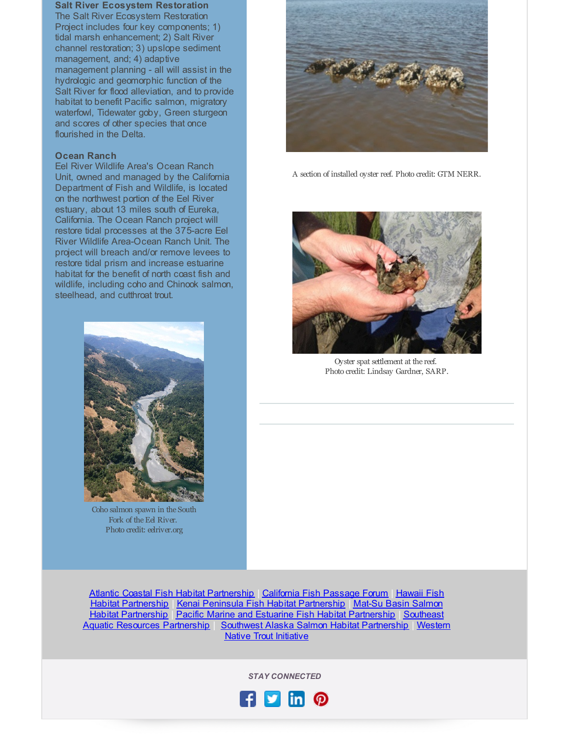### Salt River Ecosystem Restoration

The Salt River Ecosystem Restoration Project includes four key components; 1) tidal marsh enhancement; 2) Salt River channel restoration; 3) upslope sediment management, and; 4) adaptive management planning - all will assist in the hydrologic and geomorphic function of the Salt River for flood alleviation, and to provide habitat to benefit Pacific salmon, migratory waterfowl, Tidewater goby, Green sturgeon and scores of other species that once flourished in the Delta.

### Ocean Ranch

Eel River Wildlife Area's Ocean Ranch Unit, owned and managed by the California Department of Fish and Wildlife, is located on the northwest portion of the Eel River estuary, about 13 miles south of Eureka, California. The Ocean Ranch project will restore tidal processes at the 375-acre Eel River Wildlife Area-Ocean Ranch Unit. The project will breach and/or remove levees to restore tidal prism and increase estuarine habitat for the benefit of north coast fish and wildlife, including coho and Chinook salmon, steelhead, and cutthroat trout.

Coho salmon spawn in the South Fork of the Eel River.
Photo credit: eelriver.org

A section of installed oyster reef. Photo credit: GTM NERR.

Oyster spat settlement at the reef.
Photo credit: Lindsay Gardner, SARP.

---

Atlantic Coastal Fish Habitat Partnership | California Fish Passage Forum | Hawaii Fish Habitat Partnership | Kenai Peninsula Fish Habitat Partnership | Mat-Su Basin Salmon Habitat Partnership | Pacific Marine and Estuarine Fish Habitat Partnership | Southeast Aquatic Resources Partnership | Southwest Alaska Salmon Habitat Partnership | Western Native Trout Initiative

***STAY CONNECTED***